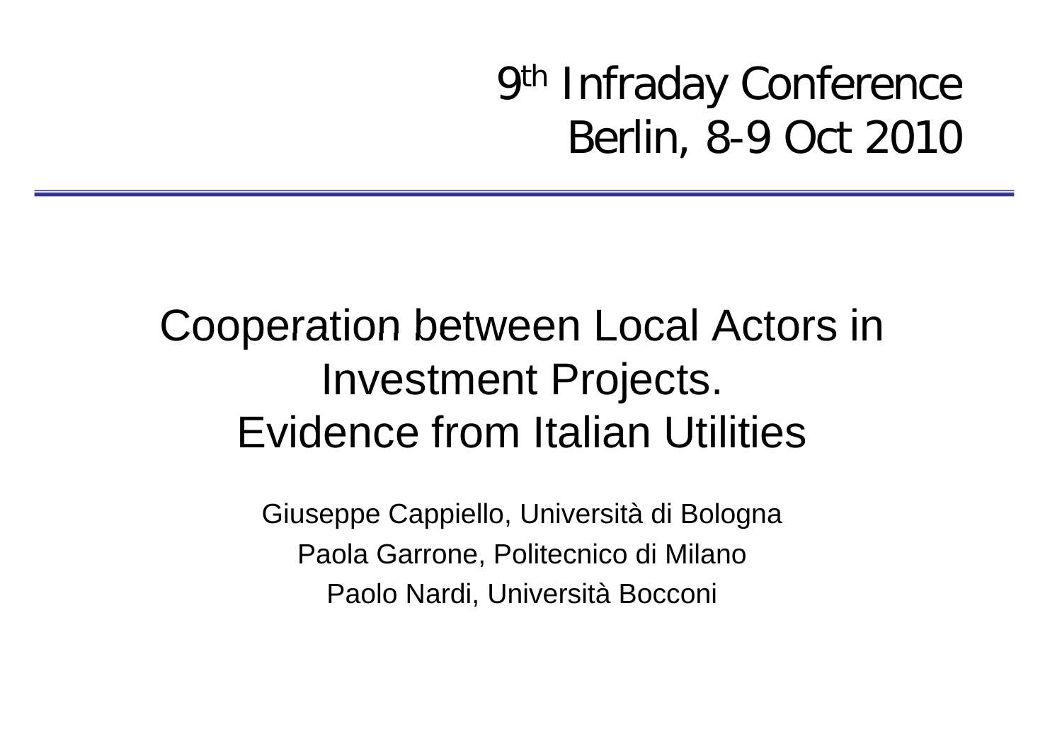9th Infraday Conference
Berlin, 8-9 Oct 2010

# Cooperation between Local Actors in Investment Projects. Evidence from Italian Utilities

Giuseppe Cappiello, Università di Bologna

Paola Garrone, Politecnico di Milano

Paolo Nardi, Università Bocconi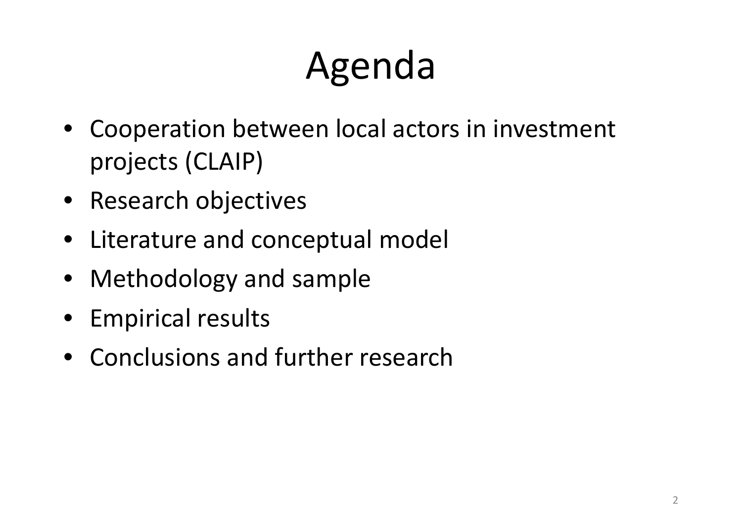# Agenda

- Cooperation between local actors in investment projects (CLAIP)
- Research objectives
- Literature and conceptual model
- Methodology and sample
- Empirical results
- Conclusions and further research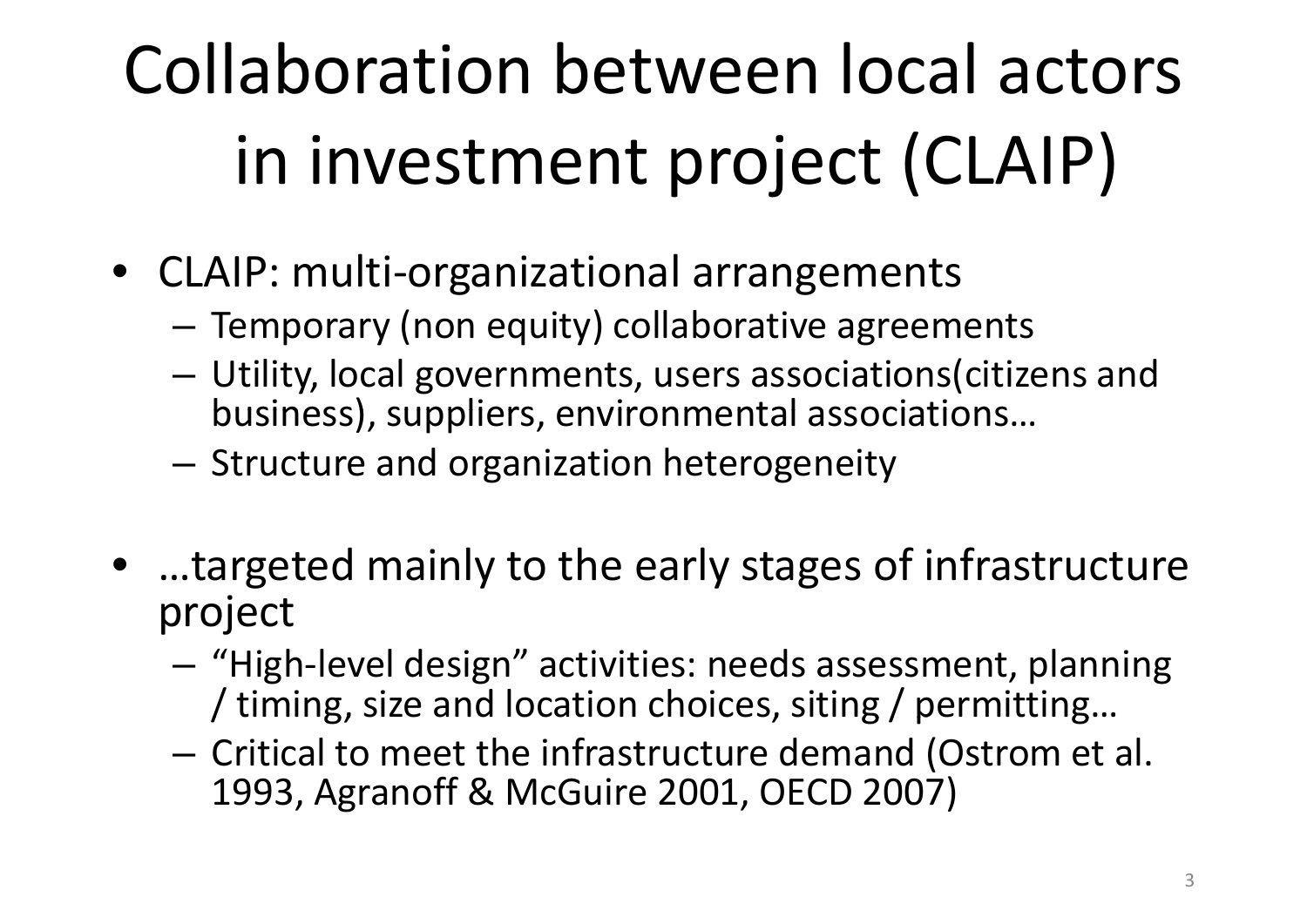# Collaboration between local actors in investment project (CLAIP)

- CLAIP: multi-organizational arrangements
  - Temporary (non equity) collaborative agreements
  - Utility, local governments, users associations(citizens and business), suppliers, environmental associations…
  - Structure and organization heterogeneity

- …targeted mainly to the early stages of infrastructure project
  - "High-level design" activities: needs assessment, planning / timing, size and location choices, siting / permitting…
  - Critical to meet the infrastructure demand (Ostrom et al. 1993, Agranoff & McGuire 2001, OECD 2007)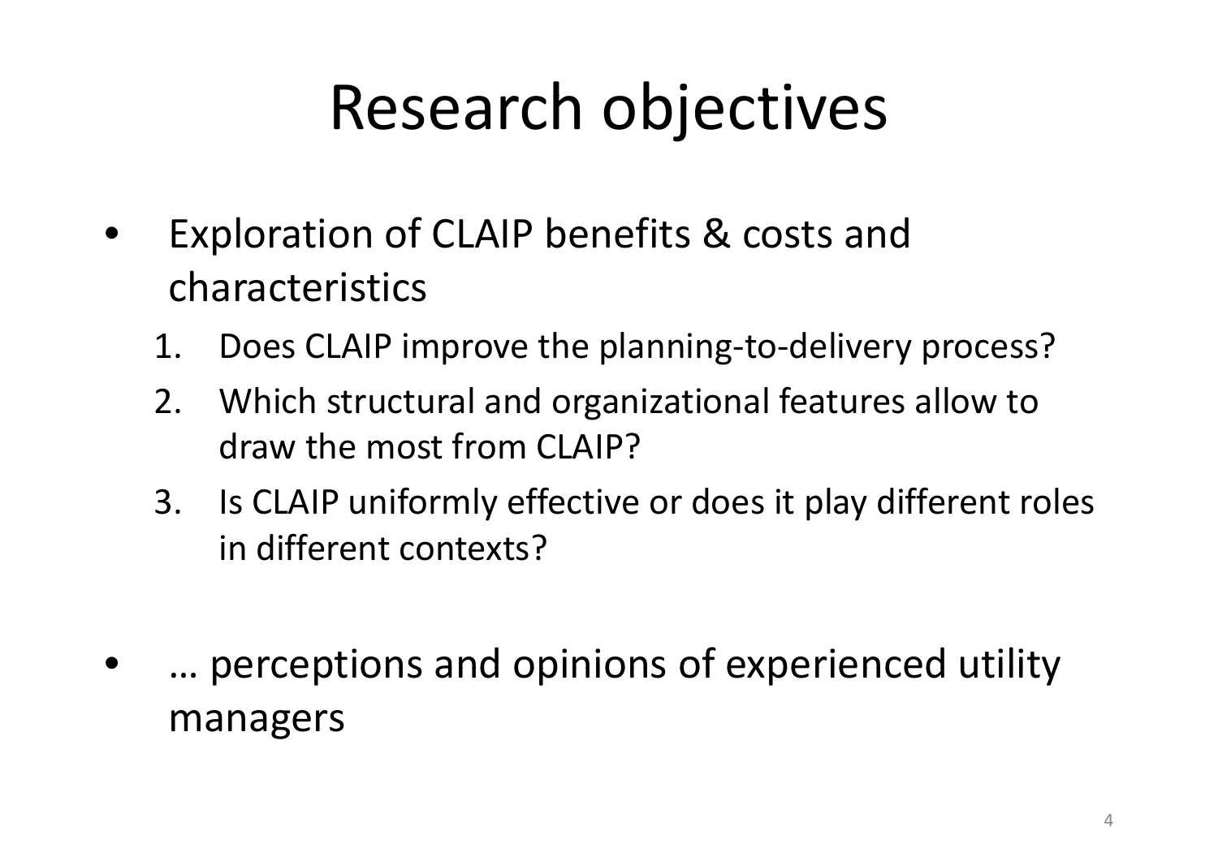# Research objectives

- Exploration of CLAIP benefits & costs and characteristics
    1. Does CLAIP improve the planning-to-delivery process?
    2. Which structural and organizational features allow to draw the most from CLAIP?
    3. Is CLAIP uniformly effective or does it play different roles in different contexts?

- … perceptions and opinions of experienced utility managers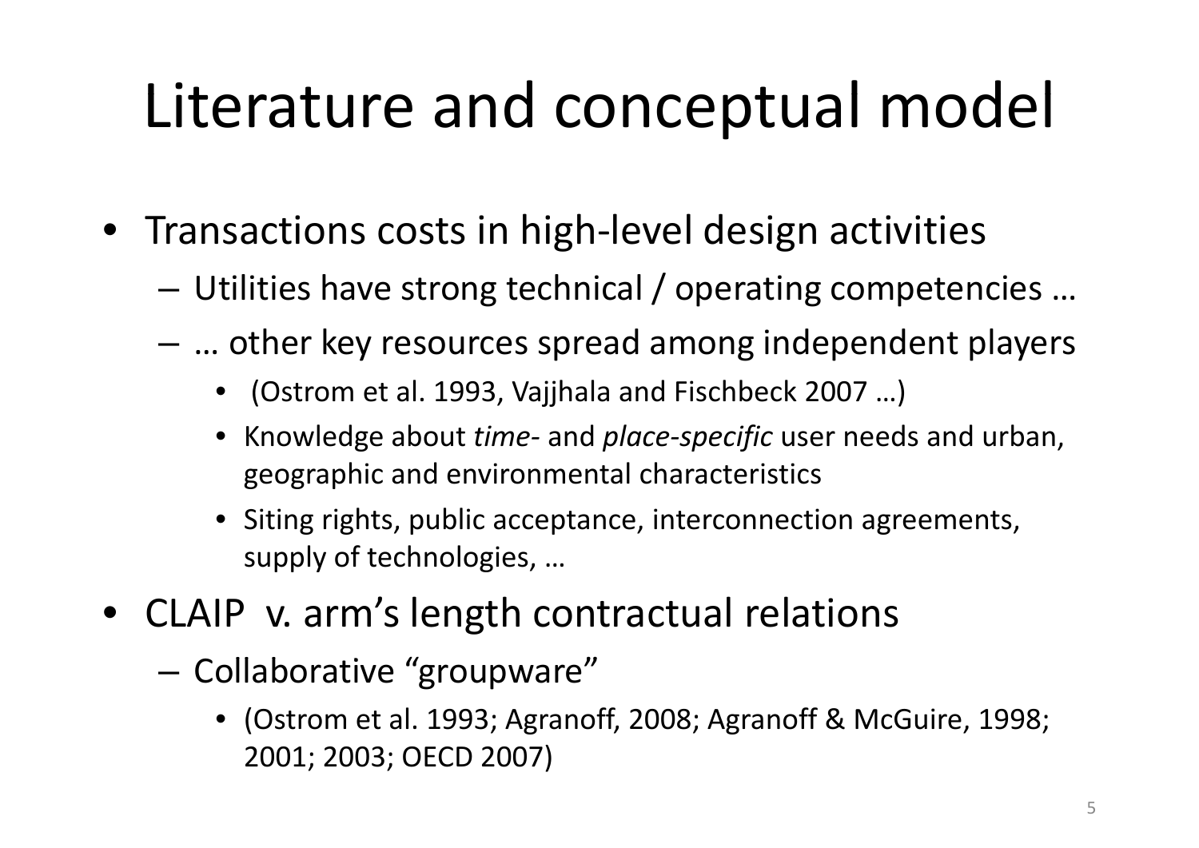# Literature and conceptual model

- Transactions costs in high-level design activities
  - Utilities have strong technical / operating competencies …
  - … other key resources spread among independent players
    - (Ostrom et al. 1993, Vajjhala and Fischbeck 2007 …)
    - Knowledge about *time*- and *place-specific* user needs and urban, geographic and environmental characteristics
    - Siting rights, public acceptance, interconnection agreements, supply of technologies, …
- CLAIP v. arm's length contractual relations
  - Collaborative "groupware"
    - (Ostrom et al. 1993; Agranoff, 2008; Agranoff & McGuire, 1998; 2001; 2003; OECD 2007)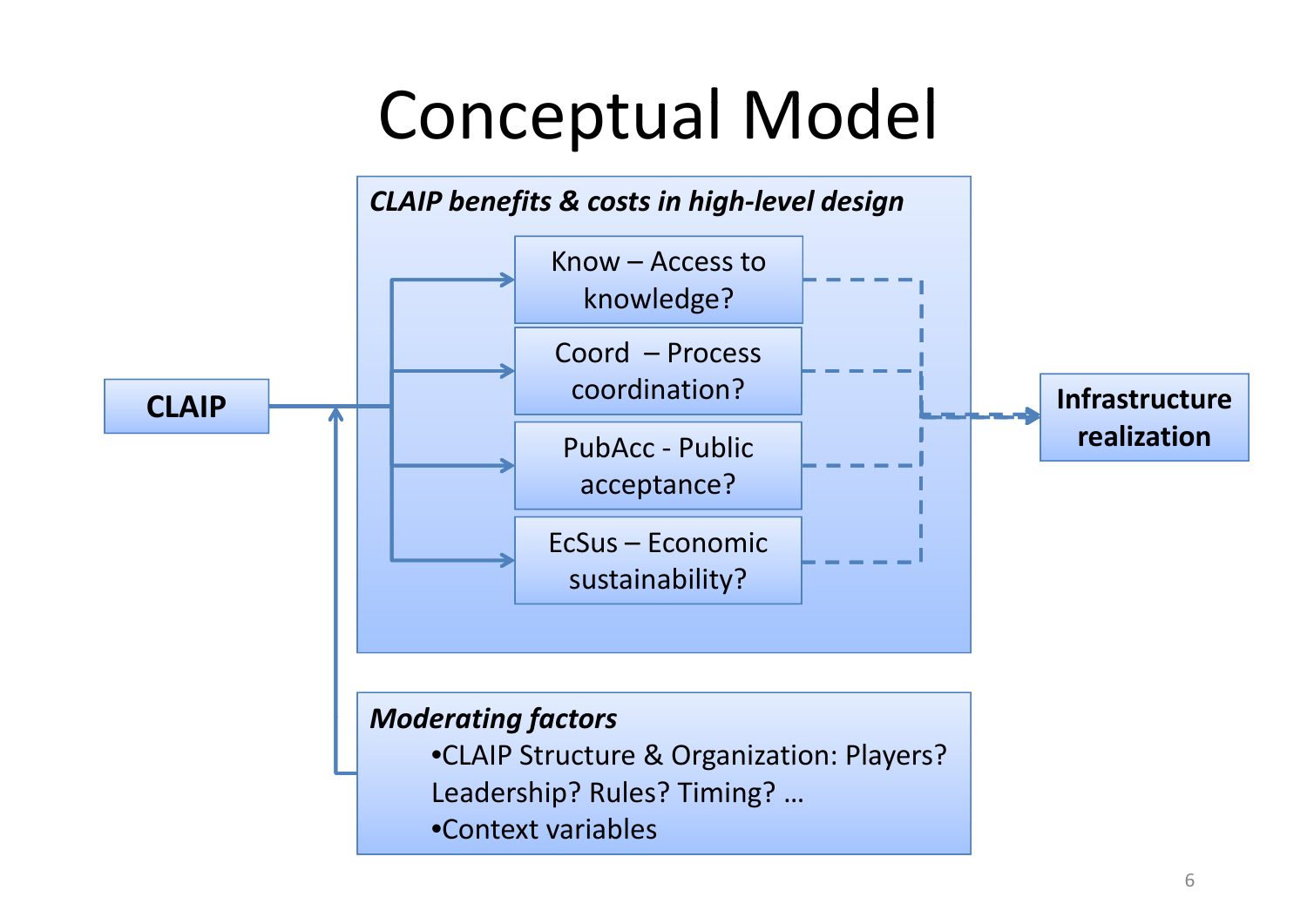# Conceptual Model

**CLAIP**

***CLAIP benefits & costs in high-level design***

- Know – Access to knowledge?
- Coord – Process coordination?
- PubAcc - Public acceptance?
- EcSus – Economic sustainability?

**Infrastructure realization**

***Moderating factors***

- •CLAIP Structure & Organization: Players? Leadership? Rules? Timing? …
- •Context variables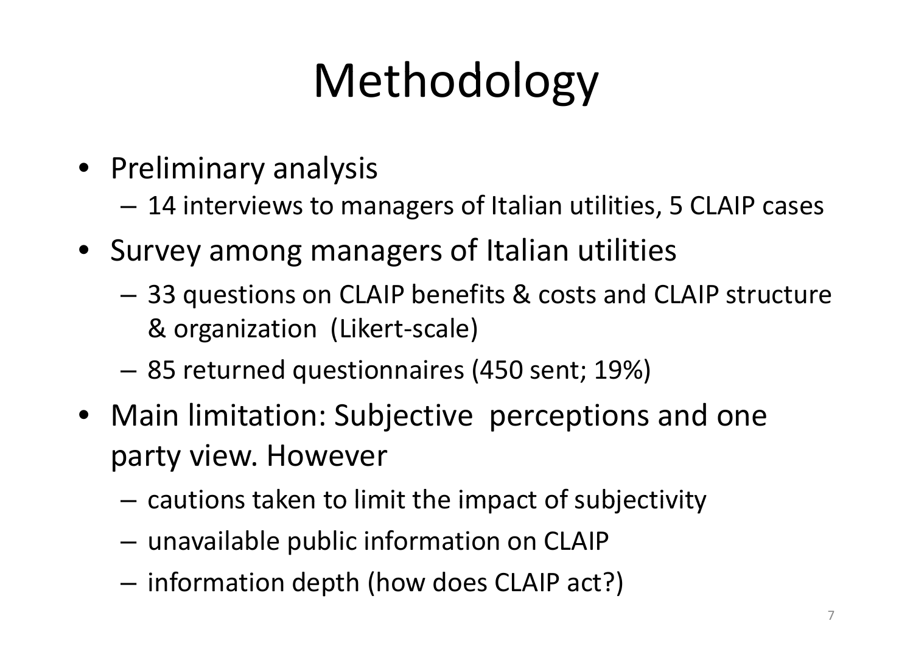# Methodology

- Preliminary analysis
  - 14 interviews to managers of Italian utilities, 5 CLAIP cases
- Survey among managers of Italian utilities
  - 33 questions on CLAIP benefits & costs and CLAIP structure & organization (Likert-scale)
  - 85 returned questionnaires (450 sent; 19%)
- Main limitation: Subjective perceptions and one party view. However
  - cautions taken to limit the impact of subjectivity
  - unavailable public information on CLAIP
  - information depth (how does CLAIP act?)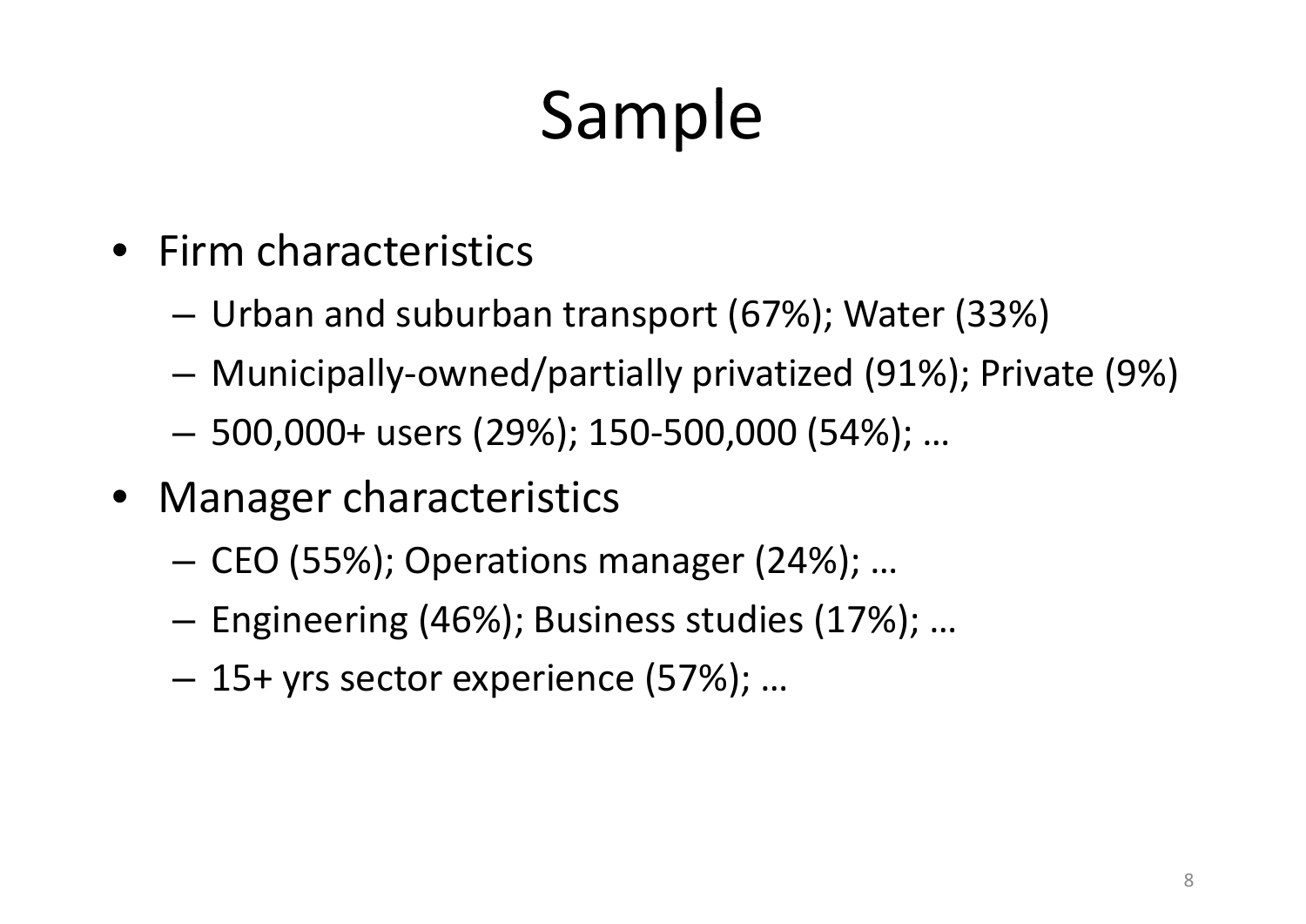# Sample

- Firm characteristics
  - Urban and suburban transport (67%); Water (33%)
  - Municipally-owned/partially privatized (91%); Private (9%)
  - 500,000+ users (29%); 150-500,000 (54%); …
- Manager characteristics
  - CEO (55%); Operations manager (24%); …
  - Engineering (46%); Business studies (17%); …
  - 15+ yrs sector experience (57%); …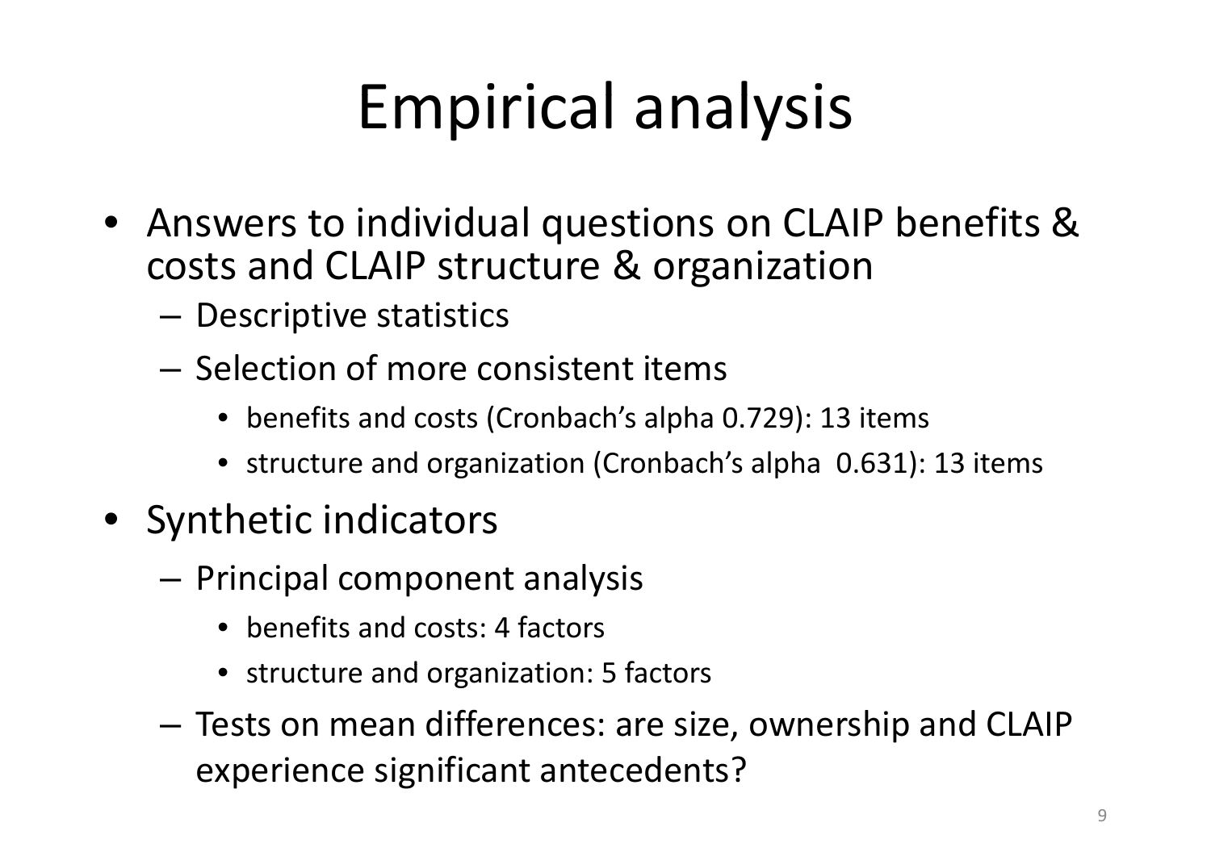# Empirical analysis

- Answers to individual questions on CLAIP benefits & costs and CLAIP structure & organization
  - Descriptive statistics
  - Selection of more consistent items
    - benefits and costs (Cronbach's alpha 0.729): 13 items
    - structure and organization (Cronbach's alpha 0.631): 13 items
- Synthetic indicators
  - Principal component analysis
    - benefits and costs: 4 factors
    - structure and organization: 5 factors
  - Tests on mean differences: are size, ownership and CLAIP experience significant antecedents?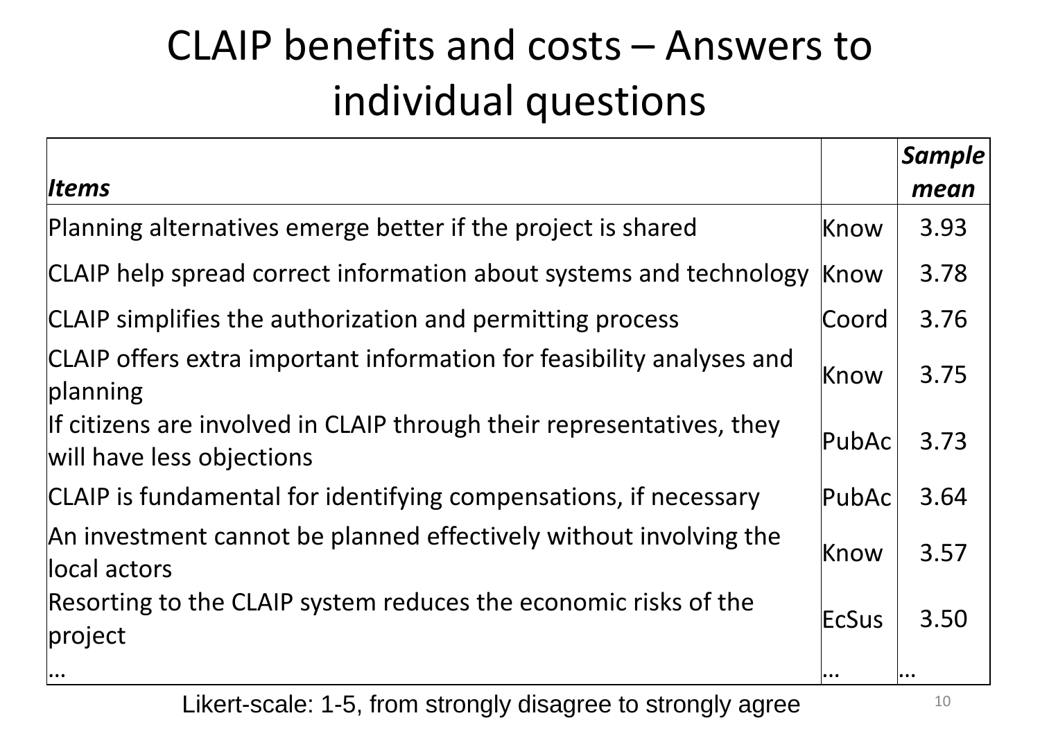# CLAIP benefits and costs – Answers to individual questions

| *Items* | | *Sample mean* |
|---|---|---|
| Planning alternatives emerge better if the project is shared | Know | 3.93 |
| CLAIP help spread correct information about systems and technology | Know | 3.78 |
| CLAIP simplifies the authorization and permitting process | Coord | 3.76 |
| CLAIP offers extra important information for feasibility analyses and planning | Know | 3.75 |
| If citizens are involved in CLAIP through their representatives, they will have less objections | PubAc | 3.73 |
| CLAIP is fundamental for identifying compensations, if necessary | PubAc | 3.64 |
| An investment cannot be planned effectively without involving the local actors | Know | 3.57 |
| Resorting to the CLAIP system reduces the economic risks of the project | EcSus | 3.50 |
| … | … | … |

Likert-scale: 1-5, from strongly disagree to strongly agree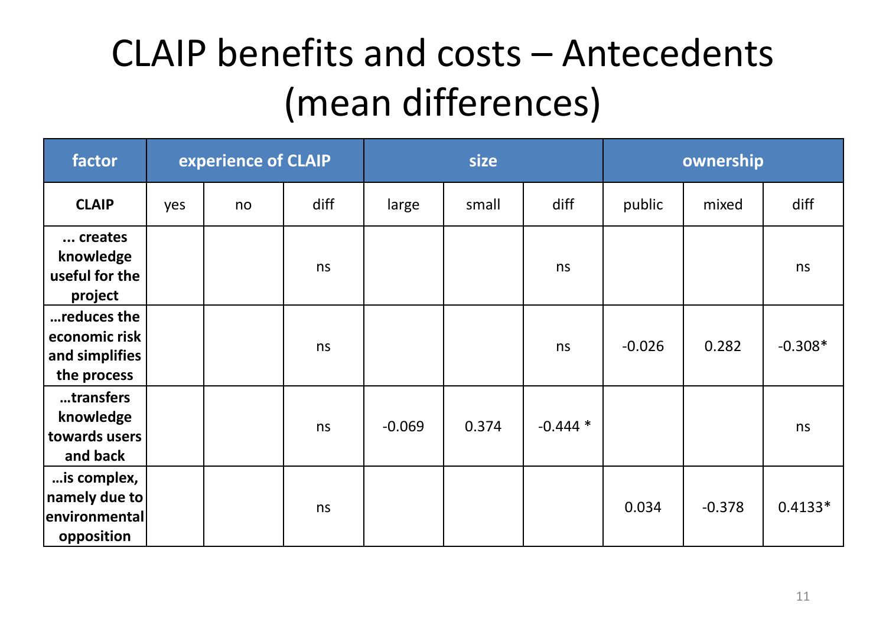# CLAIP benefits and costs – Antecedents (mean differences)

| factor | experience of CLAIP | | | size | | | ownership | | |
|---|---|---|---|---|---|---|---|---|---|
| CLAIP | yes | no | diff | large | small | diff | public | mixed | diff |
| ... creates knowledge useful for the project | | | ns | | | ns | | | ns |
| …reduces the economic risk and simplifies the process | | | ns | | | ns | -0.026 | 0.282 | -0.308* |
| …transfers knowledge towards users and back | | | ns | -0.069 | 0.374 | -0.444 * | | | ns |
| …is complex, namely due to environmental opposition | | | ns | | | | 0.034 | -0.378 | 0.4133* |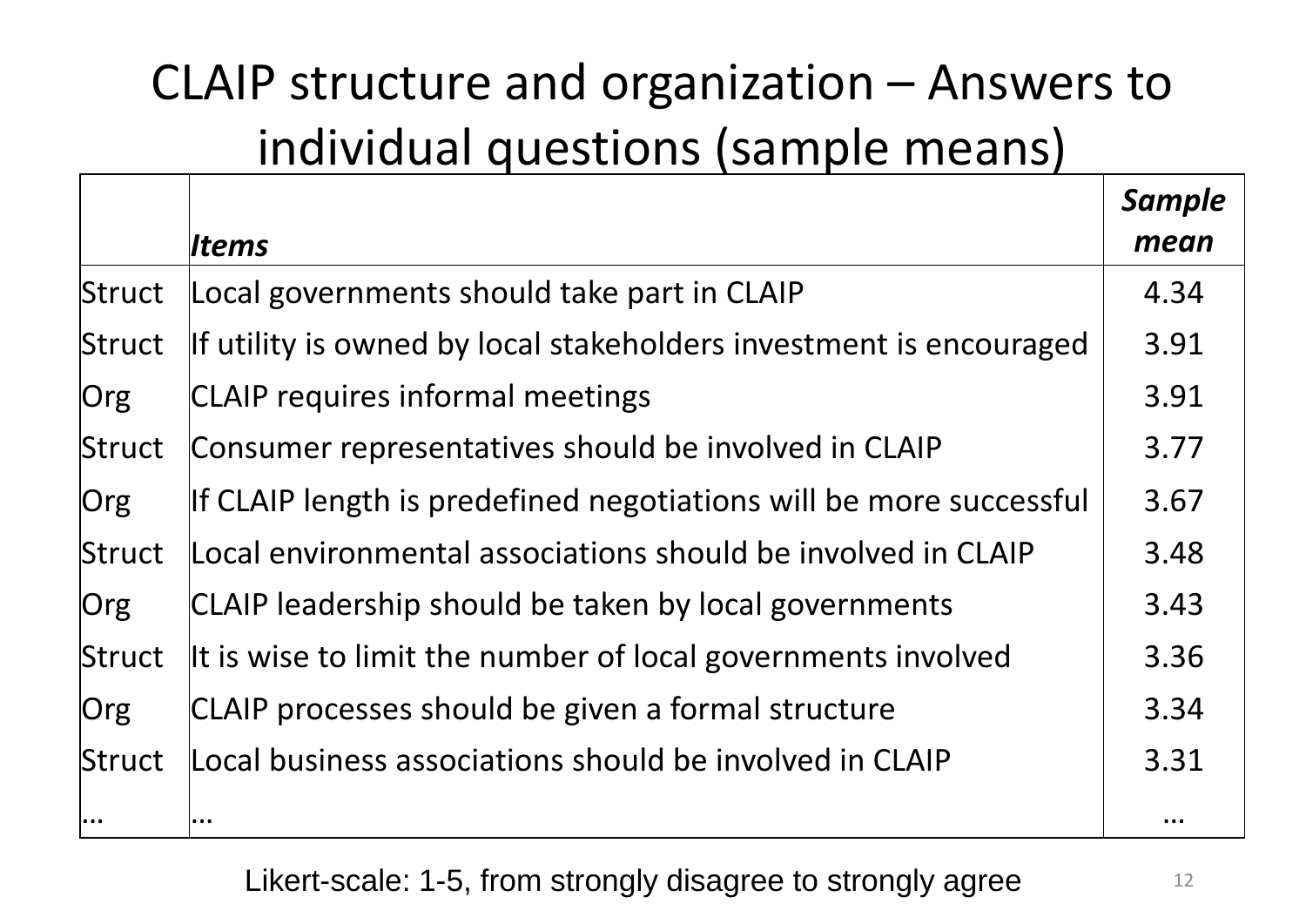# CLAIP structure and organization – Answers to individual questions (sample means)

| | *Items* | ***Sample mean*** |
|---|---|---|
| Struct | Local governments should take part in CLAIP | 4.34 |
| Struct | If utility is owned by local stakeholders investment is encouraged | 3.91 |
| Org | CLAIP requires informal meetings | 3.91 |
| Struct | Consumer representatives should be involved in CLAIP | 3.77 |
| Org | If CLAIP length is predefined negotiations will be more successful | 3.67 |
| Struct | Local environmental associations should be involved in CLAIP | 3.48 |
| Org | CLAIP leadership should be taken by local governments | 3.43 |
| Struct | It is wise to limit the number of local governments involved | 3.36 |
| Org | CLAIP processes should be given a formal structure | 3.34 |
| Struct | Local business associations should be involved in CLAIP | 3.31 |
| … | … | … |

Likert-scale: 1-5, from strongly disagree to strongly agree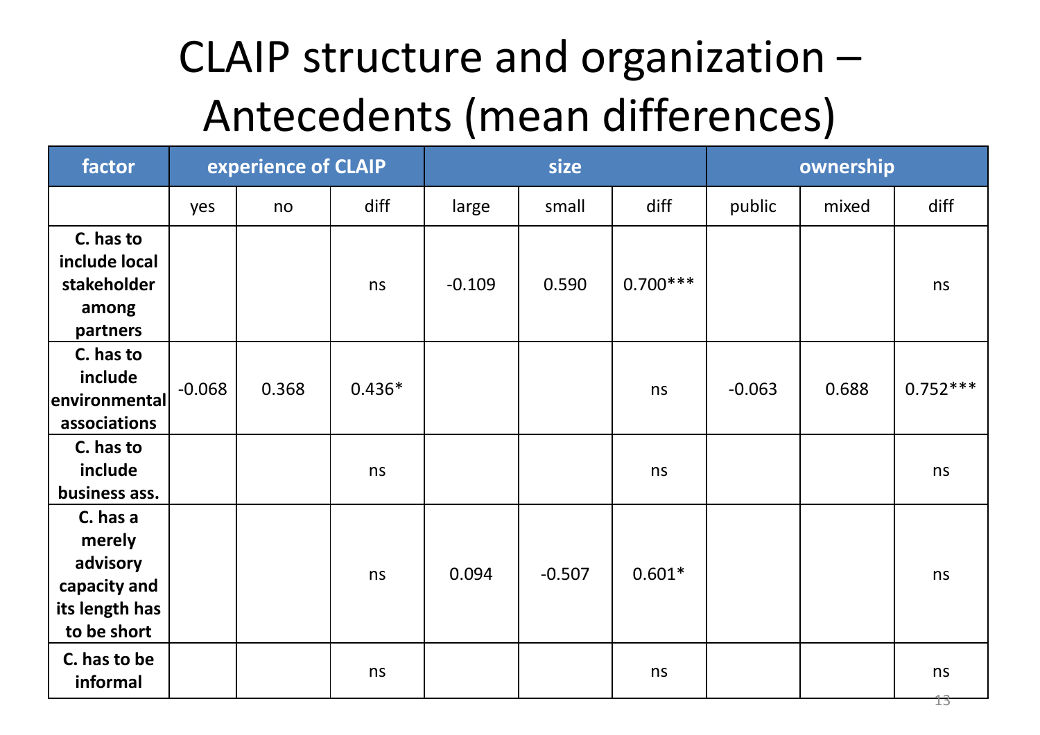# CLAIP structure and organization – Antecedents (mean differences)

| factor | experience of CLAIP | | | size | | | ownership | | |
|---|---|---|---|---|---|---|---|---|---|
| | yes | no | diff | large | small | diff | public | mixed | diff |
| **C. has to include local stakeholder among partners** | | | ns | -0.109 | 0.590 | 0.700*** | | | ns |
| **C. has to include environmental associations** | -0.068 | 0.368 | 0.436* | | | ns | -0.063 | 0.688 | 0.752*** |
| **C. has to include business ass.** | | | ns | | | ns | | | ns |
| **C. has a merely advisory capacity and its length has to be short** | | | ns | 0.094 | -0.507 | 0.601* | | | ns |
| **C. has to be informal** | | | ns | | | ns | | | ns |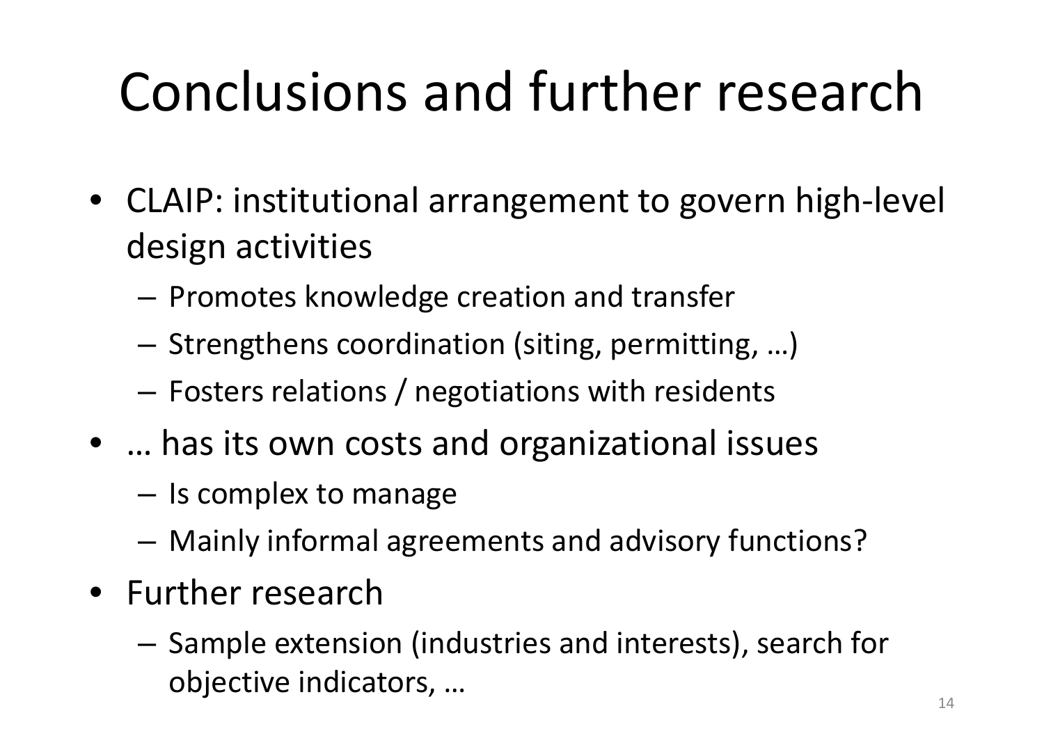# Conclusions and further research

- CLAIP: institutional arrangement to govern high-level design activities
  - Promotes knowledge creation and transfer
  - Strengthens coordination (siting, permitting, …)
  - Fosters relations / negotiations with residents
- … has its own costs and organizational issues
  - Is complex to manage
  - Mainly informal agreements and advisory functions?
- Further research
  - Sample extension (industries and interests), search for objective indicators, …